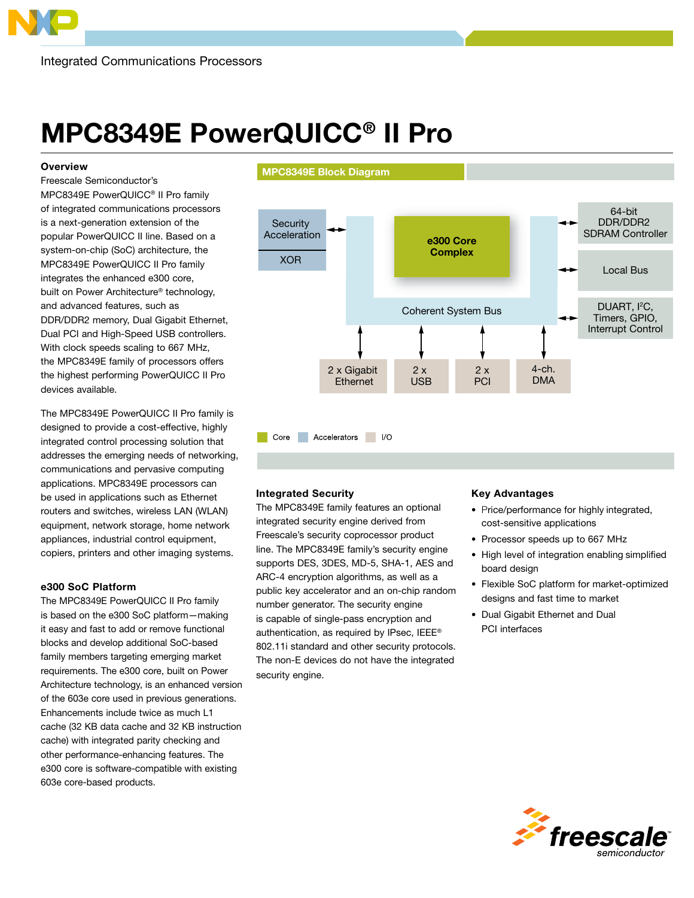Integrated Communications Processors

# MPC8349E PowerQUICC® II Pro

## Overview

Freescale Semiconductor's MPC8349E PowerQUICC® II Pro family of integrated communications processors is a next-generation extension of the popular PowerQUICC II line. Based on a system-on-chip (SoC) architecture, the MPC8349E PowerQUICC II Pro family integrates the enhanced e300 core, built on Power Architecture® technology, and advanced features, such as DDR/DDR2 memory, Dual Gigabit Ethernet, Dual PCI and High-Speed USB controllers. With clock speeds scaling to 667 MHz, the MPC8349E family of processors offers the highest performing PowerQUICC II Pro devices available.

The MPC8349E PowerQUICC II Pro family is designed to provide a cost-effective, highly integrated control processing solution that addresses the emerging needs of networking, communications and pervasive computing applications. MPC8349E processors can be used in applications such as Ethernet routers and switches, wireless LAN (WLAN) equipment, network storage, home network appliances, industrial control equipment, copiers, printers and other imaging systems.

## e300 SoC Platform

The MPC8349E PowerQUICC II Pro family is based on the e300 SoC platform—making it easy and fast to add or remove functional blocks and develop additional SoC-based family members targeting emerging market requirements. The e300 core, built on Power Architecture technology, is an enhanced version of the 603e core used in previous generations. Enhancements include twice as much L1 cache (32 KB data cache and 32 KB instruction cache) with integrated parity checking and other performance-enhancing features. The e300 core is software-compatible with existing 603e core-based products.

## MPC8349E Block Diagram

- Security Acceleration
- XOR
- e300 Core Complex
- Coherent System Bus
- 64-bit DDR/DDR2 SDRAM Controller
- Local Bus
- DUART, I²C, Timers, GPIO, Interrupt Control
- 2 x Gigabit Ethernet
- 2 x USB
- 2 x PCI
- 4-ch. DMA

Legend: Core, Accelerators, I/O

## Integrated Security

The MPC8349E family features an optional integrated security engine derived from Freescale's security coprocessor product line. The MPC8349E family's security engine supports DES, 3DES, MD-5, SHA-1, AES and ARC-4 encryption algorithms, as well as a public key accelerator and an on-chip random number generator. The security engine is capable of single-pass encryption and authentication, as required by IPsec, IEEE® 802.11i standard and other security protocols. The non-E devices do not have the integrated security engine.

## Key Advantages

- Price/performance for highly integrated, cost-sensitive applications
- Processor speeds up to 667 MHz
- High level of integration enabling simplified board design
- Flexible SoC platform for market-optimized designs and fast time to market
- Dual Gigabit Ethernet and Dual PCI interfaces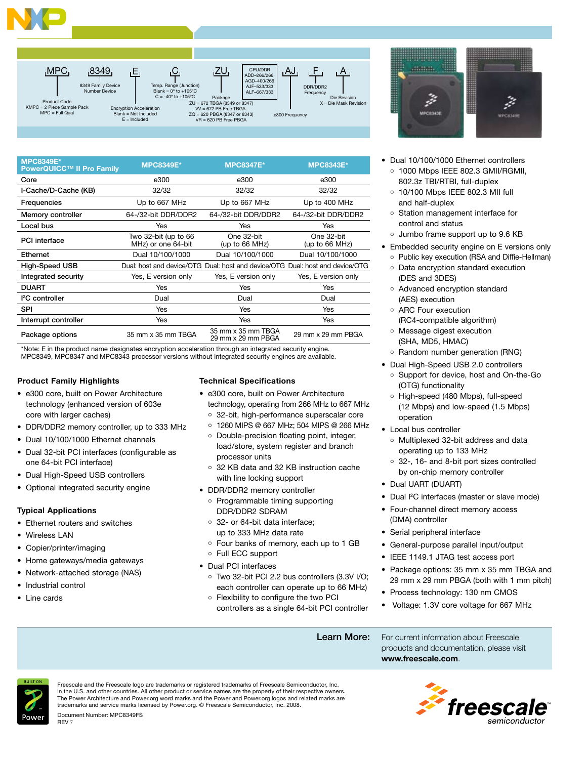MPC 8349 E C ZU AJ F A

- Product Code: KMPC = 2 Piece Sample Pack, MPC = Full Qual
- 8349 Family Device Number Device
- Encryption Acceleration: Blank = Not Included, E = Included
- Temp. Range (Junction): Blank = 0° to +105°C, C = -40° to +105°C
- Package: ZU = 672 TBGA (8349 or 8347), VV = 672 PB Free TBGA, ZQ = 620 PBGA (8347 or 8343), VR = 620 PB Free PBGA
- CPU/DDR: ADD–266/266, AGD–400/266, AJF–533/333, ALF–667/333
- e300 Frequency
- DDR/DDR2 Frequency
- Die Revision: X = Die Mask Revision

| MPC8349E* PowerQUICC™ II Pro Family | MPC8349E* | MPC8347E* | MPC8343E* |
|---|---|---|---|
| Core | e300 | e300 | e300 |
| I-Cache/D-Cache (KB) | 32/32 | 32/32 | 32/32 |
| Frequencies | Up to 667 MHz | Up to 667 MHz | Up to 400 MHz |
| Memory controller | 64-/32-bit DDR/DDR2 | 64-/32-bit DDR/DDR2 | 64-/32-bit DDR/DDR2 |
| Local bus | Yes | Yes | Yes |
| PCI interface | Two 32-bit (up to 66 MHz) or one 64-bit | One 32-bit (up to 66 MHz) | One 32-bit (up to 66 MHz) |
| Ethernet | Dual 10/100/1000 | Dual 10/100/1000 | Dual 10/100/1000 |
| High-Speed USB | Dual: host and device/OTG | Dual: host and device/OTG | Dual: host and device/OTG |
| Integrated security | Yes, E version only | Yes, E version only | Yes, E version only |
| DUART | Yes | Yes | Yes |
| I²C controller | Dual | Dual | Dual |
| SPI | Yes | Yes | Yes |
| Interrupt controller | Yes | Yes | Yes |
| Package options | 35 mm x 35 mm TBGA | 35 mm x 35 mm TBGA 29 mm x 29 mm PBGA | 29 mm x 29 mm PBGA |

*Note: E in the product name designates encryption acceleration through an integrated security engine. MPC8349, MPC8347 and MPC8343 processor versions without integrated security engines are available.

### Product Family Highlights

- e300 core, built on Power Architecture technology (enhanced version of 603e core with larger caches)
- DDR/DDR2 memory controller, up to 333 MHz
- Dual 10/100/1000 Ethernet channels
- Dual 32-bit PCI interfaces (configurable as one 64-bit PCI interface)
- Dual High-Speed USB controllers
- Optional integrated security engine

### Typical Applications

- Ethernet routers and switches
- Wireless LAN
- Copier/printer/imaging
- Home gateways/media gateways
- Network-attached storage (NAS)
- Industrial control
- Line cards

### Technical Specifications

- e300 core, built on Power Architecture technology, operating from 266 MHz to 667 MHz
  - 32-bit, high-performance superscalar core
  - 1260 MIPS @ 667 MHz; 504 MIPS @ 266 MHz
  - Double-precision floating point, integer, load/store, system register and branch processor units
  - 32 KB data and 32 KB instruction cache with line locking support
- DDR/DDR2 memory controller
  - Programmable timing supporting DDR/DDR2 SDRAM
  - 32- or 64-bit data interface; up to 333 MHz data rate
  - Four banks of memory, each up to 1 GB
  - Full ECC support
- Dual PCI interfaces
  - Two 32-bit PCI 2.2 bus controllers (3.3V I/O; each controller can operate up to 66 MHz)
  - Flexibility to configure the two PCI controllers as a single 64-bit PCI controller
- Dual 10/100/1000 Ethernet controllers
  - 1000 Mbps IEEE 802.3 GMII/RGMII, 802.3z TBI/RTBI, full-duplex
  - 10/100 Mbps IEEE 802.3 MII full and half-duplex
  - Station management interface for control and status
  - Jumbo frame support up to 9.6 KB
- Embedded security engine on E versions only
  - Public key execution (RSA and Diffie-Hellman)
  - Data encryption standard execution (DES and 3DES)
  - Advanced encryption standard (AES) execution
  - ARC Four execution (RC4-compatible algorithm)
  - Message digest execution (SHA, MD5, HMAC)
  - Random number generation (RNG)
- Dual High-Speed USB 2.0 controllers
  - Support for device, host and On-the-Go (OTG) functionality
  - High-speed (480 Mbps), full-speed (12 Mbps) and low-speed (1.5 Mbps) operation
- Local bus controller
  - Multiplexed 32-bit address and data operating up to 133 MHz
  - 32-, 16- and 8-bit port sizes controlled by on-chip memory controller
- Dual UART (DUART)
- Dual I²C interfaces (master or slave mode)
- Four-channel direct memory access (DMA) controller
- Serial peripheral interface
- General-purpose parallel input/output
- IEEE 1149.1 JTAG test access port
- Package options: 35 mm x 35 mm TBGA and 29 mm x 29 mm PBGA (both with 1 mm pitch)
- Process technology: 130 nm CMOS
- Voltage: 1.3V core voltage for 667 MHz

**Learn More:** For current information about Freescale products and documentation, please visit **www.freescale.com**.

Freescale and the Freescale logo are trademarks or registered trademarks of Freescale Semiconductor, Inc. in the U.S. and other countries. All other product or service names are the property of their respective owners. The Power Architecture and Power.org word marks and the Power and Power.org logos and related marks are trademarks and service marks licensed by Power.org. © Freescale Semiconductor, Inc. 2008.

Document Number: MPC8349FS
REV 7